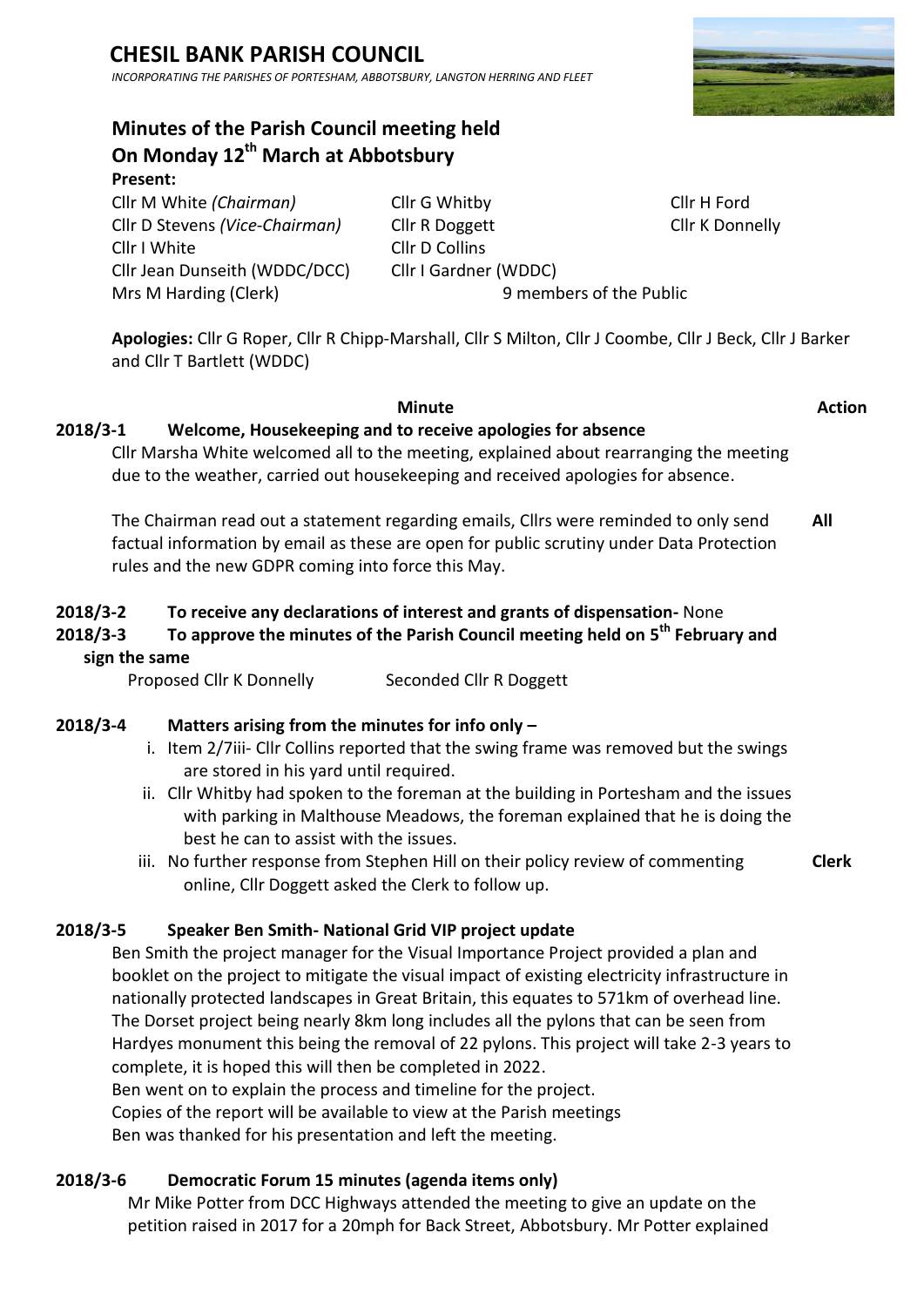# CHESIL BANK PARISH COUNCIL

*INCORPORATING THE PARISHES OF PORTESHAM, ABBOTSBURY, LANGTON HERRING AND FLEET*

## Minutes of the Parish Council meeting held On Monday 12th March at Abbotsbury

**Present:**

Cllr M White *(Chairman)*
Cllr D Stevens *(Vice-Chairman)*
Cllr I White
Cllr Jean Dunseith (WDDC/DCC)
Mrs M Harding (Clerk)
Cllr G Whitby
Cllr R Doggett
Cllr D Collins
Cllr I Gardner (WDDC)
Cllr H Ford
Cllr K Donnelly
9 members of the Public

**Apologies:** Cllr G Roper, Cllr R Chipp-Marshall, Cllr S Milton, Cllr J Coombe, Cllr J Beck, Cllr J Barker and Cllr T Bartlett (WDDC)

| | Minute | Action |
|---|---|---|

**2018/3-1 Welcome, Housekeeping and to receive apologies for absence**

Cllr Marsha White welcomed all to the meeting, explained about rearranging the meeting due to the weather, carried out housekeeping and received apologies for absence.

The Chairman read out a statement regarding emails, Cllrs were reminded to only send factual information by email as these are open for public scrutiny under Data Protection rules and the new GDPR coming into force this May. **All**

**2018/3-2 To receive any declarations of interest and grants of dispensation-** None

**2018/3-3 To approve the minutes of the Parish Council meeting held on 5th February and sign the same**

Proposed Cllr K Donnelly Seconded Cllr R Doggett

**2018/3-4 Matters arising from the minutes for info only –**

i. Item 2/7iii- Cllr Collins reported that the swing frame was removed but the swings are stored in his yard until required.
ii. Cllr Whitby had spoken to the foreman at the building in Portesham and the issues with parking in Malthouse Meadows, the foreman explained that he is doing the best he can to assist with the issues.
iii. No further response from Stephen Hill on their policy review of commenting online, Cllr Doggett asked the Clerk to follow up. **Clerk**

**2018/3-5 Speaker Ben Smith- National Grid VIP project update**

Ben Smith the project manager for the Visual Importance Project provided a plan and booklet on the project to mitigate the visual impact of existing electricity infrastructure in nationally protected landscapes in Great Britain, this equates to 571km of overhead line. The Dorset project being nearly 8km long includes all the pylons that can be seen from Hardyes monument this being the removal of 22 pylons. This project will take 2-3 years to complete, it is hoped this will then be completed in 2022.
Ben went on to explain the process and timeline for the project.
Copies of the report will be available to view at the Parish meetings
Ben was thanked for his presentation and left the meeting.

**2018/3-6 Democratic Forum 15 minutes (agenda items only)**

Mr Mike Potter from DCC Highways attended the meeting to give an update on the petition raised in 2017 for a 20mph for Back Street, Abbotsbury. Mr Potter explained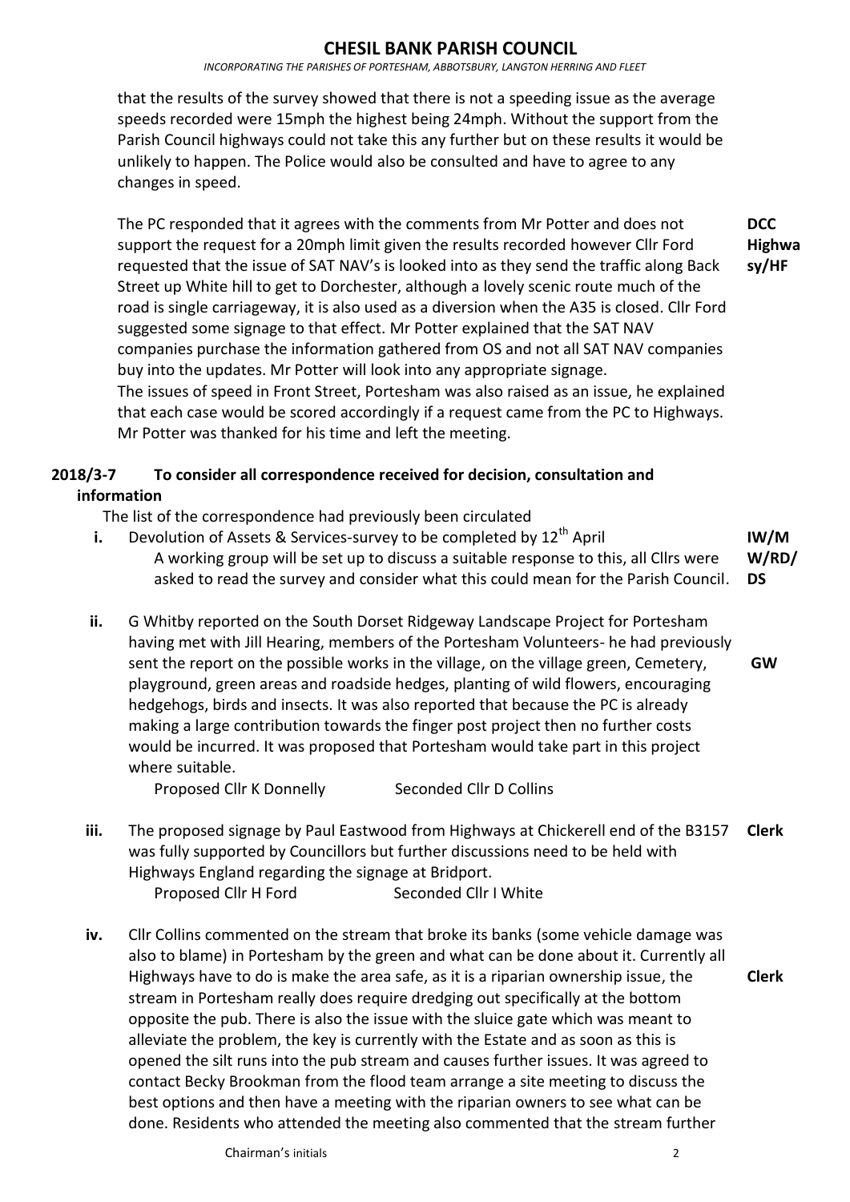that the results of the survey showed that there is not a speeding issue as the average speeds recorded were 15mph the highest being 24mph. Without the support from the Parish Council highways could not take this any further but on these results it would be unlikely to happen. The Police would also be consulted and have to agree to any changes in speed.

The PC responded that it agrees with the comments from Mr Potter and does not support the request for a 20mph limit given the results recorded however Cllr Ford requested that the issue of SAT NAV's is looked into as they send the traffic along Back Street up White hill to get to Dorchester, although a lovely scenic route much of the road is single carriageway, it is also used as a diversion when the A35 is closed. Cllr Ford suggested some signage to that effect. Mr Potter explained that the SAT NAV companies purchase the information gathered from OS and not all SAT NAV companies buy into the updates. Mr Potter will look into any appropriate signage. **DCC Highways/HF**

The issues of speed in Front Street, Portesham was also raised as an issue, he explained that each case would be scored accordingly if a request came from the PC to Highways. Mr Potter was thanked for his time and left the meeting.

## 2018/3-7 To consider all correspondence received for decision, consultation and information

The list of the correspondence had previously been circulated

**i.** Devolution of Assets & Services-survey to be completed by 12th April
A working group will be set up to discuss a suitable response to this, all Cllrs were asked to read the survey and consider what this could mean for the Parish Council. **IW/MW/RD/DS**

**ii.** G Whitby reported on the South Dorset Ridgeway Landscape Project for Portesham having met with Jill Hearing, members of the Portesham Volunteers- he had previously sent the report on the possible works in the village, on the village green, Cemetery, playground, green areas and roadside hedges, planting of wild flowers, encouraging hedgehogs, birds and insects. It was also reported that because the PC is already making a large contribution towards the finger post project then no further costs would be incurred. It was proposed that Portesham would take part in this project where suitable. **GW**

Proposed Cllr K Donnelly     Seconded Cllr D Collins

**iii.** The proposed signage by Paul Eastwood from Highways at Chickerell end of the B3157 was fully supported by Councillors but further discussions need to be held with Highways England regarding the signage at Bridport. **Clerk**

Proposed Cllr H Ford     Seconded Cllr I White

**iv.** Cllr Collins commented on the stream that broke its banks (some vehicle damage was also to blame) in Portesham by the green and what can be done about it. Currently all Highways have to do is make the area safe, as it is a riparian ownership issue, the stream in Portesham really does require dredging out specifically at the bottom opposite the pub. There is also the issue with the sluice gate which was meant to alleviate the problem, the key is currently with the Estate and as soon as this is opened the silt runs into the pub stream and causes further issues. It was agreed to contact Becky Brookman from the flood team arrange a site meeting to discuss the best options and then have a meeting with the riparian owners to see what can be done. Residents who attended the meeting also commented that the stream further **Clerk**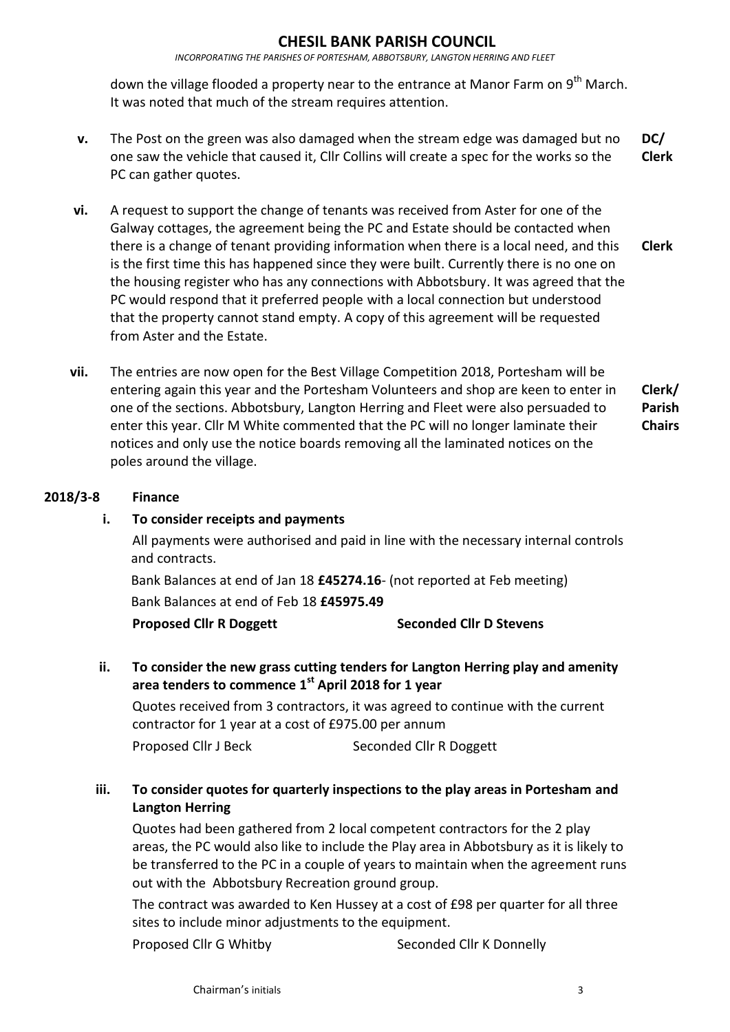down the village flooded a property near to the entrance at Manor Farm on 9th March. It was noted that much of the stream requires attention.

**v.** The Post on the green was also damaged when the stream edge was damaged but no one saw the vehicle that caused it, Cllr Collins will create a spec for the works so the PC can gather quotes. **DC/ Clerk**

**vi.** A request to support the change of tenants was received from Aster for one of the Galway cottages, the agreement being the PC and Estate should be contacted when there is a change of tenant providing information when there is a local need, and this is the first time this has happened since they were built. Currently there is no one on the housing register who has any connections with Abbotsbury. It was agreed that the PC would respond that it preferred people with a local connection but understood that the property cannot stand empty. A copy of this agreement will be requested from Aster and the Estate. **Clerk**

**vii.** The entries are now open for the Best Village Competition 2018, Portesham will be entering again this year and the Portesham Volunteers and shop are keen to enter in one of the sections. Abbotsbury, Langton Herring and Fleet were also persuaded to enter this year. Cllr M White commented that the PC will no longer laminate their notices and only use the notice boards removing all the laminated notices on the poles around the village. **Clerk/ Parish Chairs**

## 2018/3-8 Finance

**i. To consider receipts and payments**

All payments were authorised and paid in line with the necessary internal controls and contracts.

Bank Balances at end of Jan 18 **£45274.16**- (not reported at Feb meeting)

Bank Balances at end of Feb 18 **£45975.49**

**Proposed Cllr R Doggett** **Seconded Cllr D Stevens**

**ii. To consider the new grass cutting tenders for Langton Herring play and amenity area tenders to commence 1st April 2018 for 1 year**

Quotes received from 3 contractors, it was agreed to continue with the current contractor for 1 year at a cost of £975.00 per annum

Proposed Cllr J Beck Seconded Cllr R Doggett

**iii. To consider quotes for quarterly inspections to the play areas in Portesham and Langton Herring**

Quotes had been gathered from 2 local competent contractors for the 2 play areas, the PC would also like to include the Play area in Abbotsbury as it is likely to be transferred to the PC in a couple of years to maintain when the agreement runs out with the Abbotsbury Recreation ground group.

The contract was awarded to Ken Hussey at a cost of £98 per quarter for all three sites to include minor adjustments to the equipment.

Proposed Cllr G Whitby Seconded Cllr K Donnelly

Chairman's initials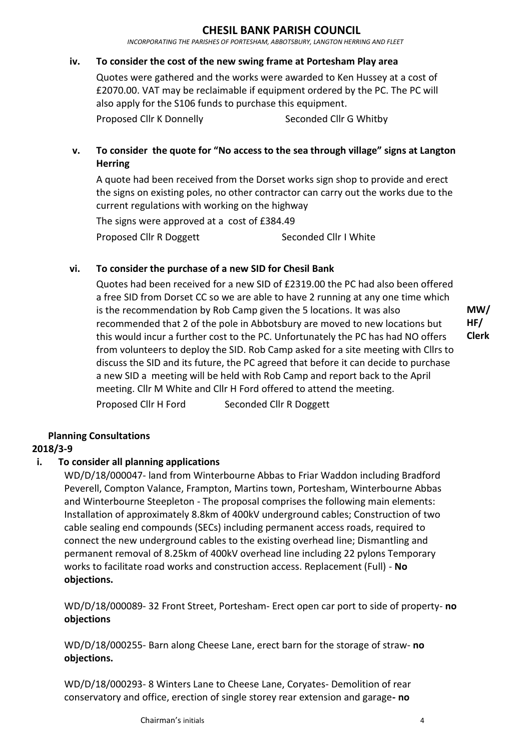**iv. To consider the cost of the new swing frame at Portesham Play area**

Quotes were gathered and the works were awarded to Ken Hussey at a cost of £2070.00. VAT may be reclaimable if equipment ordered by the PC. The PC will also apply for the S106 funds to purchase this equipment.

Proposed Cllr K Donnelly Seconded Cllr G Whitby

**v. To consider the quote for "No access to the sea through village" signs at Langton Herring**

A quote had been received from the Dorset works sign shop to provide and erect the signs on existing poles, no other contractor can carry out the works due to the current regulations with working on the highway

The signs were approved at a cost of £384.49

Proposed Cllr R Doggett Seconded Cllr I White

**vi. To consider the purchase of a new SID for Chesil Bank**

Quotes had been received for a new SID of £2319.00 the PC had also been offered a free SID from Dorset CC so we are able to have 2 running at any one time which is the recommendation by Rob Camp given the 5 locations. It was also recommended that 2 of the pole in Abbotsbury are moved to new locations but this would incur a further cost to the PC. Unfortunately the PC has had NO offers from volunteers to deploy the SID. Rob Camp asked for a site meeting with Cllrs to discuss the SID and its future, the PC agreed that before it can decide to purchase a new SID a meeting will be held with Rob Camp and report back to the April meeting. Cllr M White and Cllr H Ford offered to attend the meeting.

**MW/ HF/ Clerk**

Proposed Cllr H Ford Seconded Cllr R Doggett

**Planning Consultations**

**2018/3-9**

**i. To consider all planning applications**

WD/D/18/000047- land from Winterbourne Abbas to Friar Waddon including Bradford Peverell, Compton Valance, Frampton, Martins town, Portesham, Winterbourne Abbas and Winterbourne Steepleton - The proposal comprises the following main elements: Installation of approximately 8.8km of 400kV underground cables; Construction of two cable sealing end compounds (SECs) including permanent access roads, required to connect the new underground cables to the existing overhead line; Dismantling and permanent removal of 8.25km of 400kV overhead line including 22 pylons Temporary works to facilitate road works and construction access. Replacement (Full) - **No objections.**

WD/D/18/000089- 32 Front Street, Portesham- Erect open car port to side of property- **no objections**

WD/D/18/000255- Barn along Cheese Lane, erect barn for the storage of straw- **no objections.**

WD/D/18/000293- 8 Winters Lane to Cheese Lane, Coryates- Demolition of rear conservatory and office, erection of single storey rear extension and garage**- no**

Chairman's initials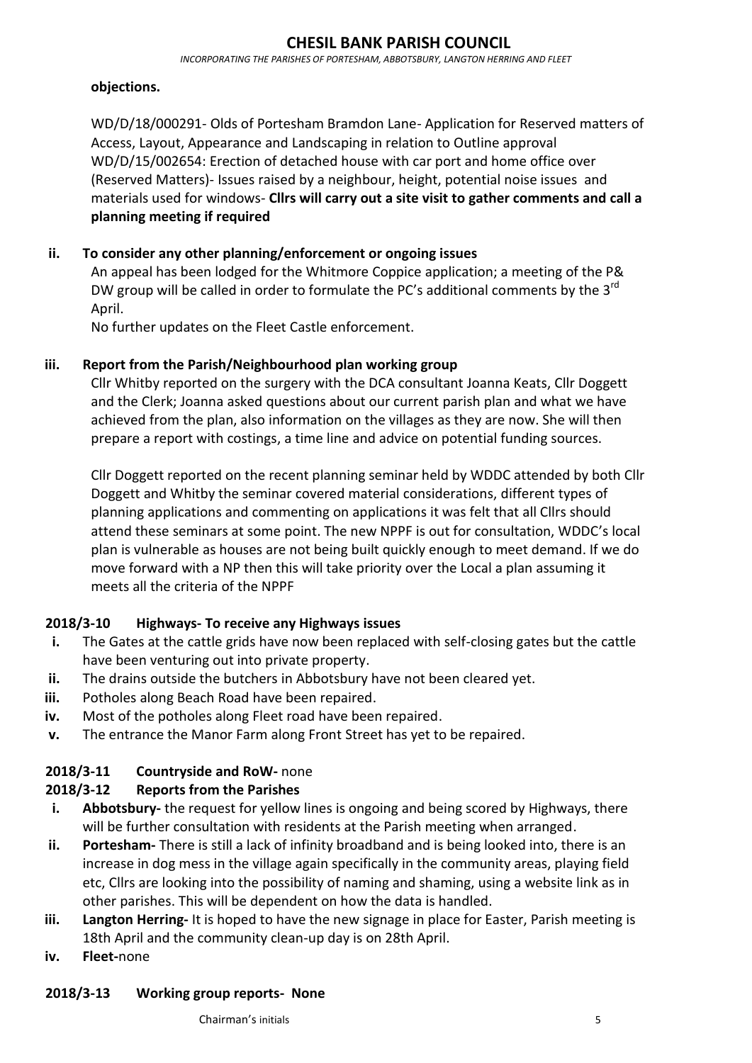**objections.**

WD/D/18/000291- Olds of Portesham Bramdon Lane- Application for Reserved matters of Access, Layout, Appearance and Landscaping in relation to Outline approval WD/D/15/002654: Erection of detached house with car port and home office over (Reserved Matters)- Issues raised by a neighbour, height, potential noise issues and materials used for windows- **Cllrs will carry out a site visit to gather comments and call a planning meeting if required**

**ii. To consider any other planning/enforcement or ongoing issues**

An appeal has been lodged for the Whitmore Coppice application; a meeting of the P& DW group will be called in order to formulate the PC's additional comments by the 3rd April.

No further updates on the Fleet Castle enforcement.

**iii. Report from the Parish/Neighbourhood plan working group**

Cllr Whitby reported on the surgery with the DCA consultant Joanna Keats, Cllr Doggett and the Clerk; Joanna asked questions about our current parish plan and what we have achieved from the plan, also information on the villages as they are now. She will then prepare a report with costings, a time line and advice on potential funding sources.

Cllr Doggett reported on the recent planning seminar held by WDDC attended by both Cllr Doggett and Whitby the seminar covered material considerations, different types of planning applications and commenting on applications it was felt that all Cllrs should attend these seminars at some point. The new NPPF is out for consultation, WDDC's local plan is vulnerable as houses are not being built quickly enough to meet demand. If we do move forward with a NP then this will take priority over the Local a plan assuming it meets all the criteria of the NPPF

**2018/3-10 Highways- To receive any Highways issues**

i. The Gates at the cattle grids have now been replaced with self-closing gates but the cattle have been venturing out into private property.
ii. The drains outside the butchers in Abbotsbury have not been cleared yet.
iii. Potholes along Beach Road have been repaired.
iv. Most of the potholes along Fleet road have been repaired.
v. The entrance the Manor Farm along Front Street has yet to be repaired.

**2018/3-11 Countryside and RoW-** none

**2018/3-12 Reports from the Parishes**

i. **Abbotsbury-** the request for yellow lines is ongoing and being scored by Highways, there will be further consultation with residents at the Parish meeting when arranged.
ii. **Portesham-** There is still a lack of infinity broadband and is being looked into, there is an increase in dog mess in the village again specifically in the community areas, playing field etc, Cllrs are looking into the possibility of naming and shaming, using a website link as in other parishes. This will be dependent on how the data is handled.
iii. **Langton Herring-** It is hoped to have the new signage in place for Easter, Parish meeting is 18th April and the community clean-up day is on 28th April.
iv. **Fleet-**none

**2018/3-13 Working group reports- None**

Chairman's initials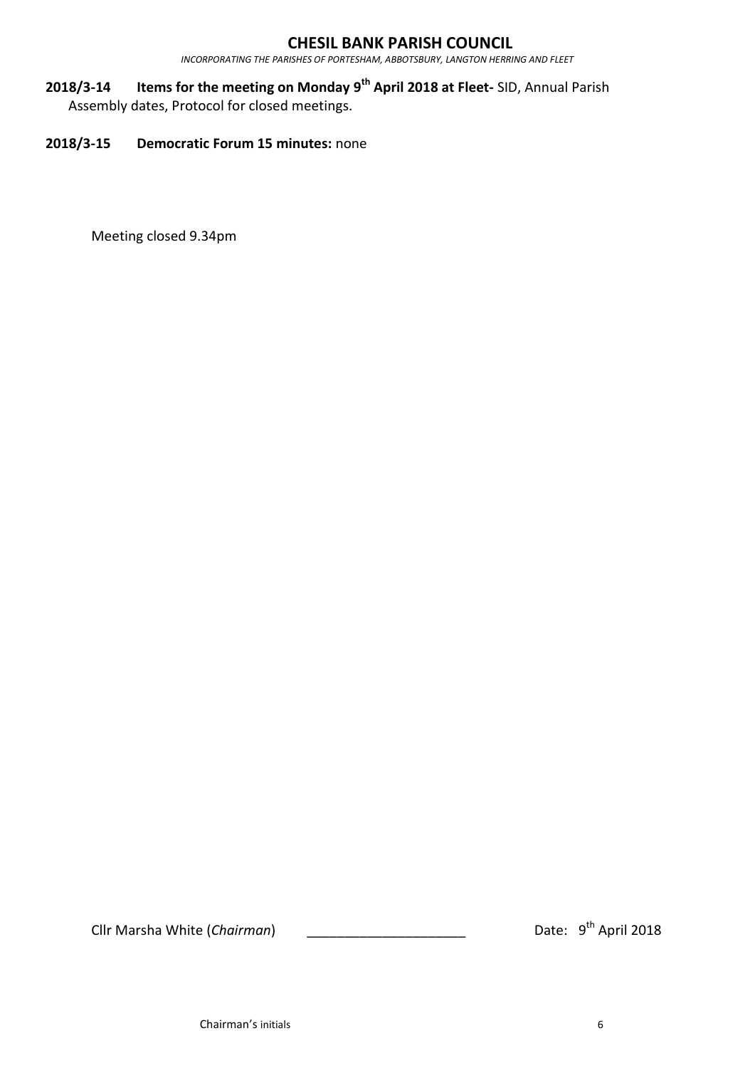**2018/3-14 Items for the meeting on Monday 9th April 2018 at Fleet-** SID, Annual Parish Assembly dates, Protocol for closed meetings.

**2018/3-15 Democratic Forum 15 minutes:** none

Meeting closed 9.34pm

Cllr Marsha White (*Chairman*) \_\_\_\_\_\_\_\_\_\_\_\_\_\_\_\_\_\_\_\_\_\_ Date: 9th April 2018

Chairman's initials